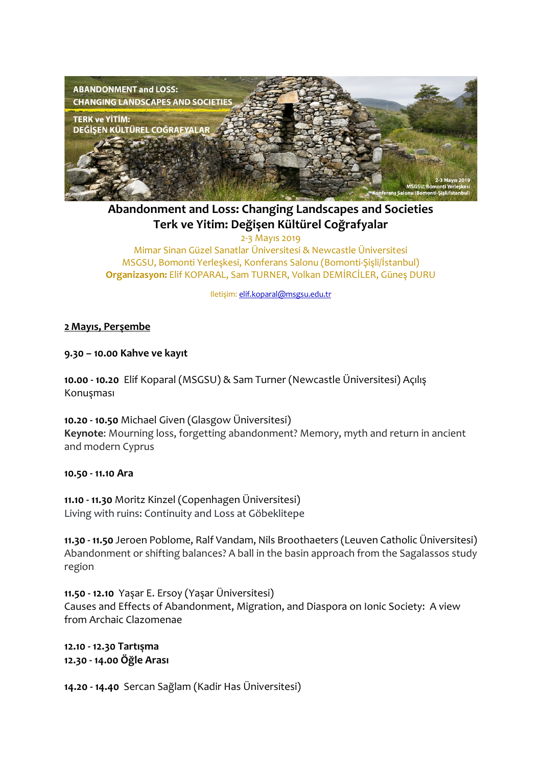# Abandonment and Loss: Changing Landscapes and Societies
# Terk ve Yitim: Değişen Kültürel Coğrafyalar

2-3 Mayıs 2019

Mimar Sinan Güzel Sanatlar Üniversitesi & Newcastle Üniversitesi

MSGSU, Bomonti Yerleşkesi, Konferans Salonu (Bomonti-Şişli/İstanbul)

**Organizasyon:** Elif KOPARAL, Sam TURNER, Volkan DEMİRCİLER, Güneş DURU

İletişim: elif.koparal@msgsu.edu.tr

## 2 Mayıs, Perşembe

**9.30 – 10.00 Kahve ve kayıt**

**10.00 - 10.20** Elif Koparal (MSGSU) & Sam Turner (Newcastle Üniversitesi) Açılış Konuşması

**10.20 - 10.50** Michael Given (Glasgow Üniversitesi)
**Keynote**: Mourning loss, forgetting abandonment? Memory, myth and return in ancient and modern Cyprus

**10.50 - 11.10 Ara**

**11.10 - 11.30** Moritz Kinzel (Copenhagen Üniversitesi)
Living with ruins: Continuity and Loss at Göbeklitepe

**11.30 - 11.50** Jeroen Poblome, Ralf Vandam, Nils Broothaeters (Leuven Catholic Üniversitesi)
Abandonment or shifting balances? A ball in the basin approach from the Sagalassos study region

**11.50 - 12.10** Yaşar E. Ersoy (Yaşar Üniversitesi)
Causes and Effects of Abandonment, Migration, and Diaspora on Ionic Society: A view from Archaic Clazomenae

**12.10 - 12.30 Tartışma**
**12.30 - 14.00 Öğle Arası**

**14.20 - 14.40** Sercan Sağlam (Kadir Has Üniversitesi)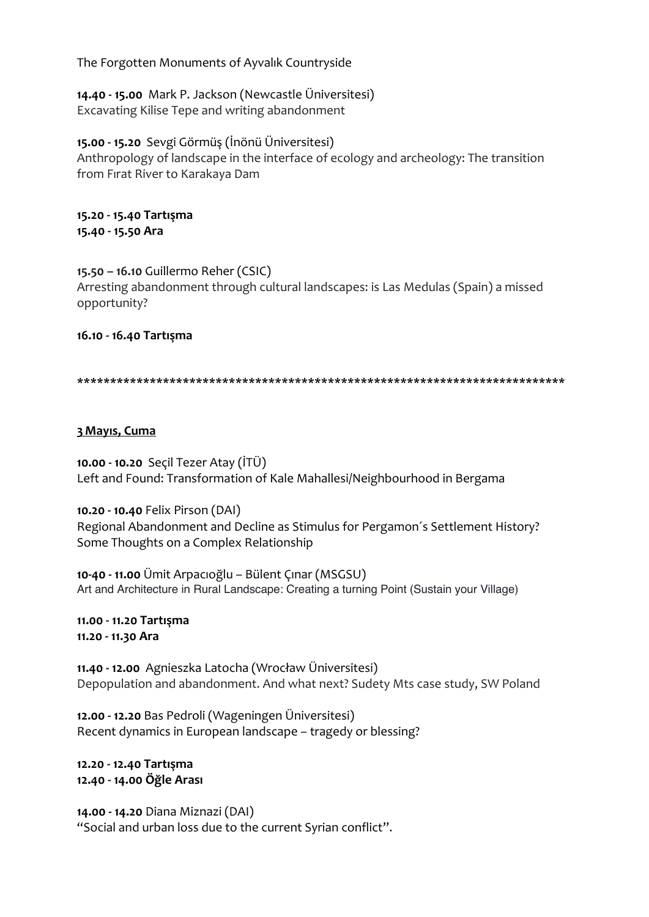The Forgotten Monuments of Ayvalık Countryside

**14.40 - 15.00** Mark P. Jackson (Newcastle Üniversitesi)
Excavating Kilise Tepe and writing abandonment

**15.00 - 15.20** Sevgi Görmüş (İnönü Üniversitesi)
Anthropology of landscape in the interface of ecology and archeology: The transition from Fırat River to Karakaya Dam

**15.20 - 15.40 Tartışma**
**15.40 - 15.50 Ara**

**15.50 – 16.10** Guillermo Reher (CSIC)
Arresting abandonment through cultural landscapes: is Las Medulas (Spain) a missed opportunity?

**16.10 - 16.40 Tartışma**

**************************************************************************

**<u>3 Mayıs, Cuma</u>**

**10.00 - 10.20** Seçil Tezer Atay (İTÜ)
Left and Found: Transformation of Kale Mahallesi/Neighbourhood in Bergama

**10.20 - 10.40** Felix Pirson (DAI)
Regional Abandonment and Decline as Stimulus for Pergamon´s Settlement History? Some Thoughts on a Complex Relationship

**10-40 - 11.00** Ümit Arpacıoğlu – Bülent Çınar (MSGSU)
Art and Architecture in Rural Landscape: Creating a turning Point (Sustain your Village)

**11.00 - 11.20 Tartışma**
**11.20 - 11.30 Ara**

**11.40 - 12.00** Agnieszka Latocha (Wrocław Üniversitesi)
Depopulation and abandonment. And what next? Sudety Mts case study, SW Poland

**12.00 - 12.20** Bas Pedroli (Wageningen Üniversitesi)
Recent dynamics in European landscape – tragedy or blessing?

**12.20 - 12.40 Tartışma**
**12.40 - 14.00 Öğle Arası**

**14.00 - 14.20** Diana Miznazi (DAI)
"Social and urban loss due to the current Syrian conflict".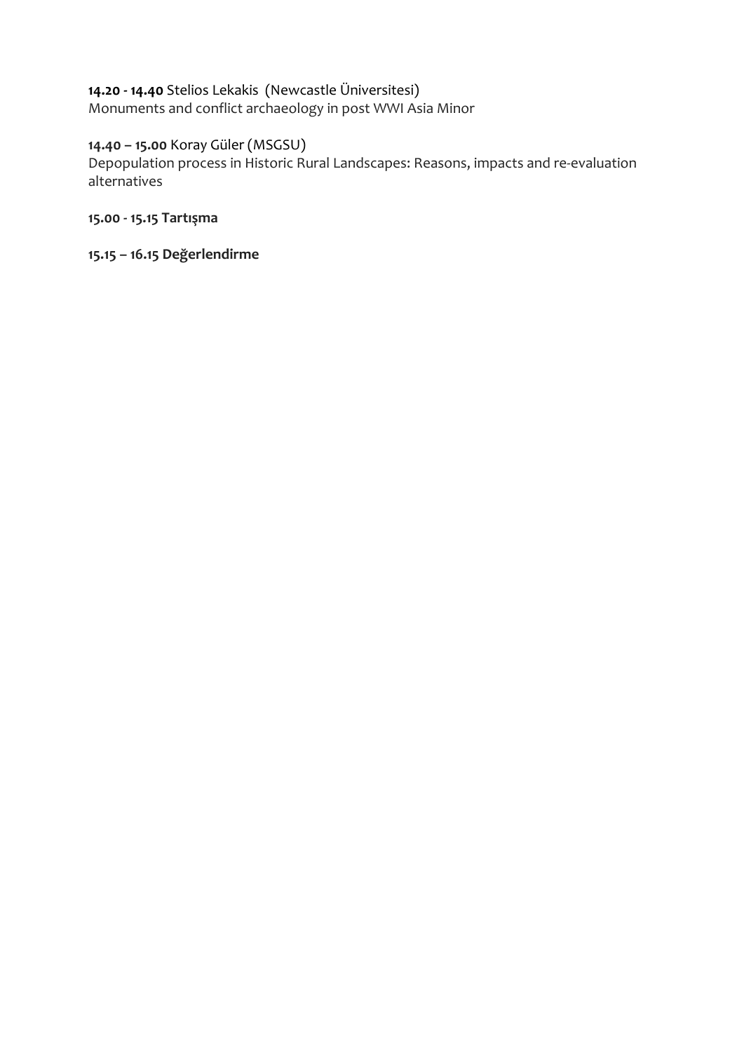**14.20 - 14.40** Stelios Lekakis (Newcastle Üniversitesi)
Monuments and conflict archaeology in post WWI Asia Minor

**14.40 – 15.00** Koray Güler (MSGSU)
Depopulation process in Historic Rural Landscapes: Reasons, impacts and re-evaluation alternatives

**15.00 - 15.15 Tartışma**

**15.15 – 16.15 Değerlendirme**